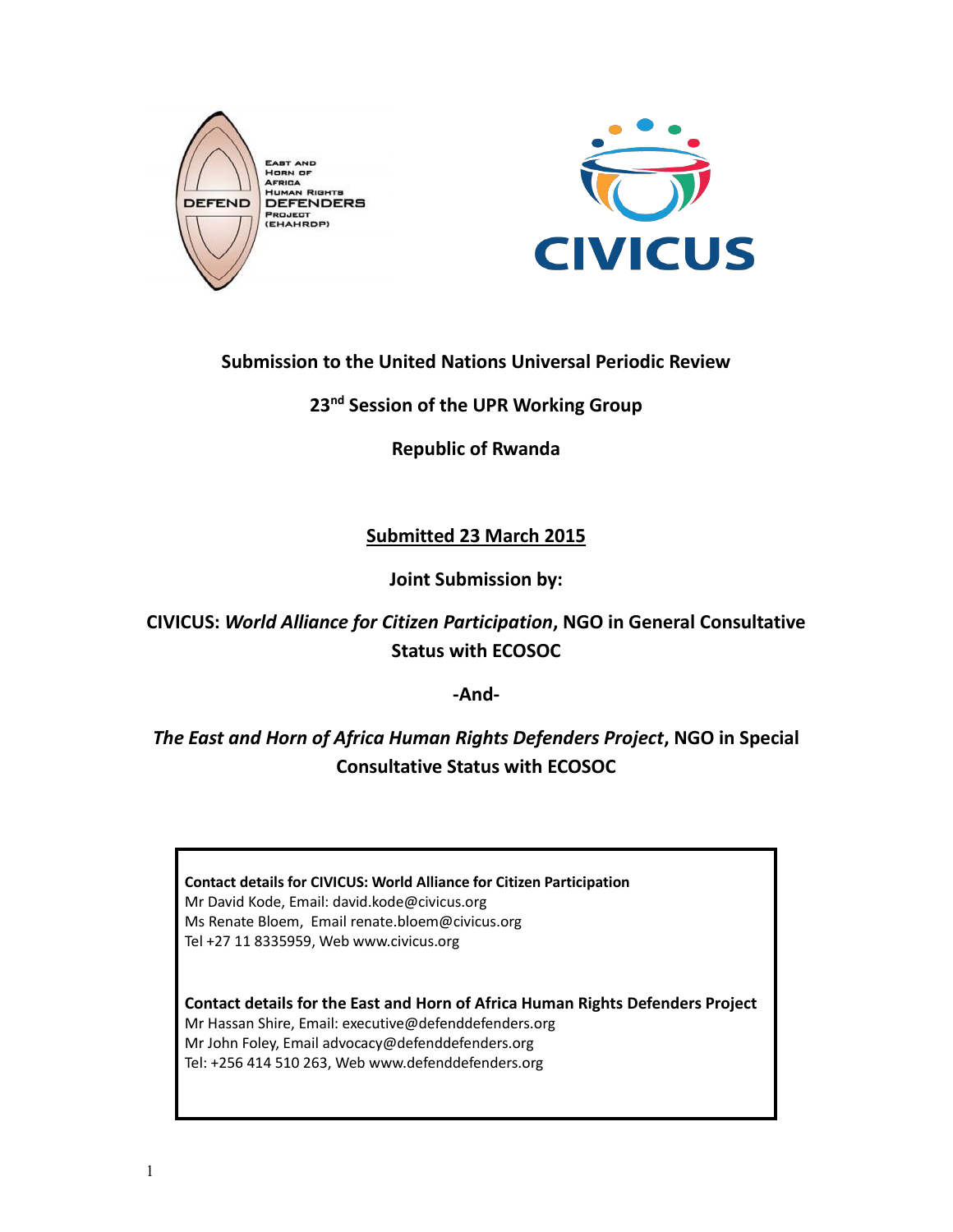**Submission to the United Nations Universal Periodic Review**

**23rd Session of the UPR Working Group**

**Republic of Rwanda**

**Submitted 23 March 2015**

**Joint Submission by:**

**CIVICUS: *World Alliance for Citizen Participation*, NGO in General Consultative Status with ECOSOC**

**-And-**

***The East and Horn of Africa Human Rights Defenders Project*, NGO in Special Consultative Status with ECOSOC**

**Contact details for CIVICUS: World Alliance for Citizen Participation**
Mr David Kode, Email: david.kode@civicus.org
Ms Renate Bloem, Email renate.bloem@civicus.org
Tel +27 11 8335959, Web www.civicus.org

**Contact details for the East and Horn of Africa Human Rights Defenders Project**
Mr Hassan Shire, Email: executive@defenddefenders.org
Mr John Foley, Email advocacy@defenddefenders.org
Tel: +256 414 510 263, Web www.defenddefenders.org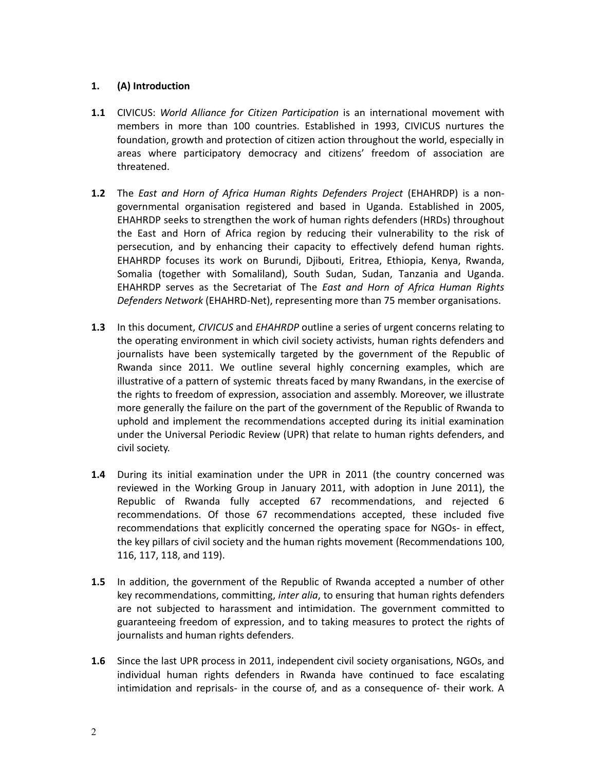## 1. (A) Introduction

**1.1** CIVICUS: *World Alliance for Citizen Participation* is an international movement with members in more than 100 countries. Established in 1993, CIVICUS nurtures the foundation, growth and protection of citizen action throughout the world, especially in areas where participatory democracy and citizens' freedom of association are threatened.

**1.2** The *East and Horn of Africa Human Rights Defenders Project* (EHAHRDP) is a non-governmental organisation registered and based in Uganda. Established in 2005, EHAHRDP seeks to strengthen the work of human rights defenders (HRDs) throughout the East and Horn of Africa region by reducing their vulnerability to the risk of persecution, and by enhancing their capacity to effectively defend human rights. EHAHRDP focuses its work on Burundi, Djibouti, Eritrea, Ethiopia, Kenya, Rwanda, Somalia (together with Somaliland), South Sudan, Sudan, Tanzania and Uganda. EHAHRDP serves as the Secretariat of The *East and Horn of Africa Human Rights Defenders Network* (EHAHRD-Net), representing more than 75 member organisations.

**1.3** In this document, *CIVICUS* and *EHAHRDP* outline a series of urgent concerns relating to the operating environment in which civil society activists, human rights defenders and journalists have been systemically targeted by the government of the Republic of Rwanda since 2011. We outline several highly concerning examples, which are illustrative of a pattern of systemic threats faced by many Rwandans, in the exercise of the rights to freedom of expression, association and assembly. Moreover, we illustrate more generally the failure on the part of the government of the Republic of Rwanda to uphold and implement the recommendations accepted during its initial examination under the Universal Periodic Review (UPR) that relate to human rights defenders, and civil society.

**1.4** During its initial examination under the UPR in 2011 (the country concerned was reviewed in the Working Group in January 2011, with adoption in June 2011), the Republic of Rwanda fully accepted 67 recommendations, and rejected 6 recommendations. Of those 67 recommendations accepted, these included five recommendations that explicitly concerned the operating space for NGOs- in effect, the key pillars of civil society and the human rights movement (Recommendations 100, 116, 117, 118, and 119).

**1.5** In addition, the government of the Republic of Rwanda accepted a number of other key recommendations, committing, *inter alia*, to ensuring that human rights defenders are not subjected to harassment and intimidation. The government committed to guaranteeing freedom of expression, and to taking measures to protect the rights of journalists and human rights defenders.

**1.6** Since the last UPR process in 2011, independent civil society organisations, NGOs, and individual human rights defenders in Rwanda have continued to face escalating intimidation and reprisals- in the course of, and as a consequence of- their work. A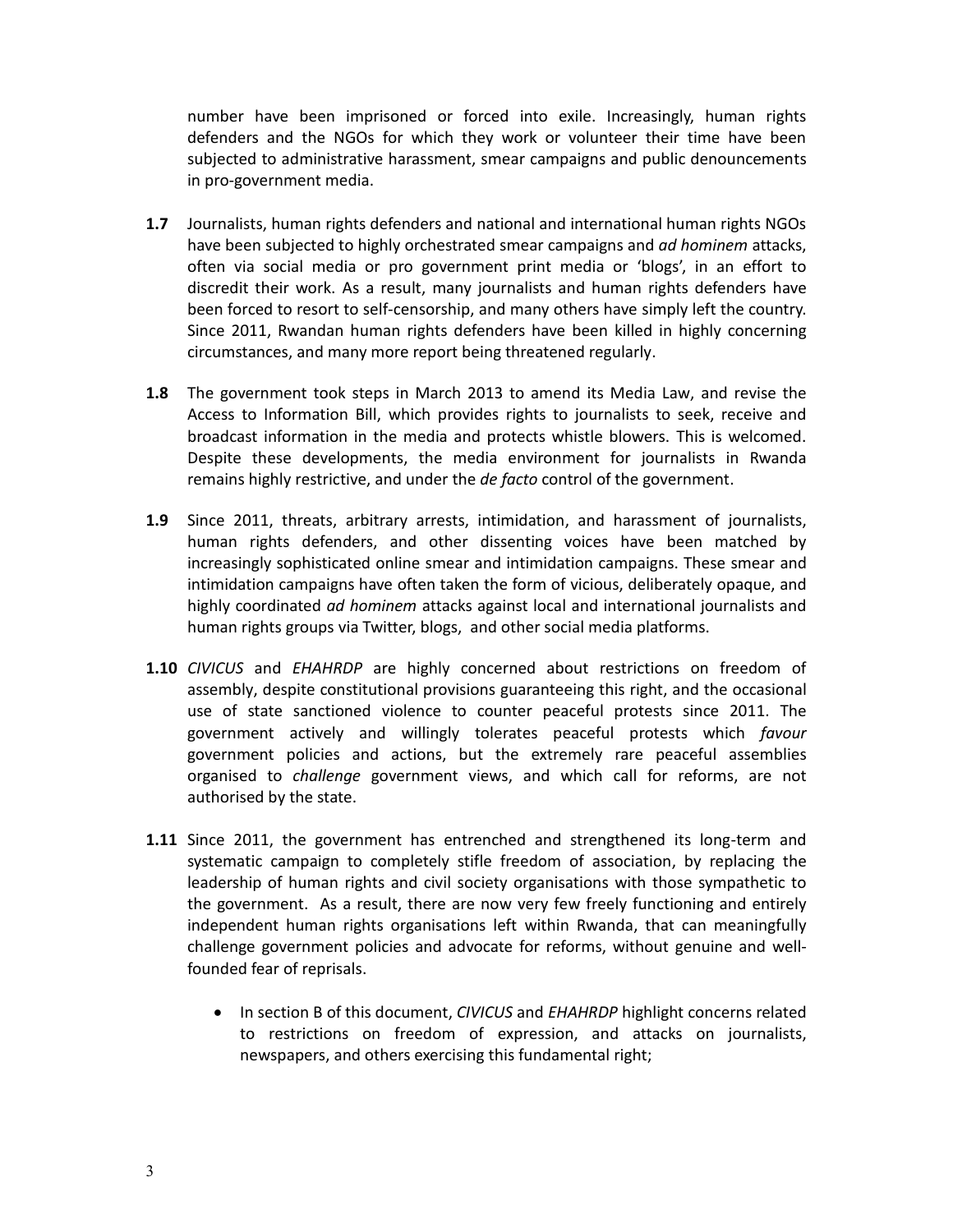number have been imprisoned or forced into exile. Increasingly, human rights defenders and the NGOs for which they work or volunteer their time have been subjected to administrative harassment, smear campaigns and public denouncements in pro-government media.

**1.7** Journalists, human rights defenders and national and international human rights NGOs have been subjected to highly orchestrated smear campaigns and *ad hominem* attacks, often via social media or pro government print media or 'blogs', in an effort to discredit their work. As a result, many journalists and human rights defenders have been forced to resort to self-censorship, and many others have simply left the country. Since 2011, Rwandan human rights defenders have been killed in highly concerning circumstances, and many more report being threatened regularly.

**1.8** The government took steps in March 2013 to amend its Media Law, and revise the Access to Information Bill, which provides rights to journalists to seek, receive and broadcast information in the media and protects whistle blowers. This is welcomed. Despite these developments, the media environment for journalists in Rwanda remains highly restrictive, and under the *de facto* control of the government.

**1.9** Since 2011, threats, arbitrary arrests, intimidation, and harassment of journalists, human rights defenders, and other dissenting voices have been matched by increasingly sophisticated online smear and intimidation campaigns. These smear and intimidation campaigns have often taken the form of vicious, deliberately opaque, and highly coordinated *ad hominem* attacks against local and international journalists and human rights groups via Twitter, blogs, and other social media platforms.

**1.10** *CIVICUS* and *EHAHRDP* are highly concerned about restrictions on freedom of assembly, despite constitutional provisions guaranteeing this right, and the occasional use of state sanctioned violence to counter peaceful protests since 2011. The government actively and willingly tolerates peaceful protests which *favour* government policies and actions, but the extremely rare peaceful assemblies organised to *challenge* government views, and which call for reforms, are not authorised by the state.

**1.11** Since 2011, the government has entrenched and strengthened its long-term and systematic campaign to completely stifle freedom of association, by replacing the leadership of human rights and civil society organisations with those sympathetic to the government. As a result, there are now very few freely functioning and entirely independent human rights organisations left within Rwanda, that can meaningfully challenge government policies and advocate for reforms, without genuine and well-founded fear of reprisals.

- In section B of this document, *CIVICUS* and *EHAHRDP* highlight concerns related to restrictions on freedom of expression, and attacks on journalists, newspapers, and others exercising this fundamental right;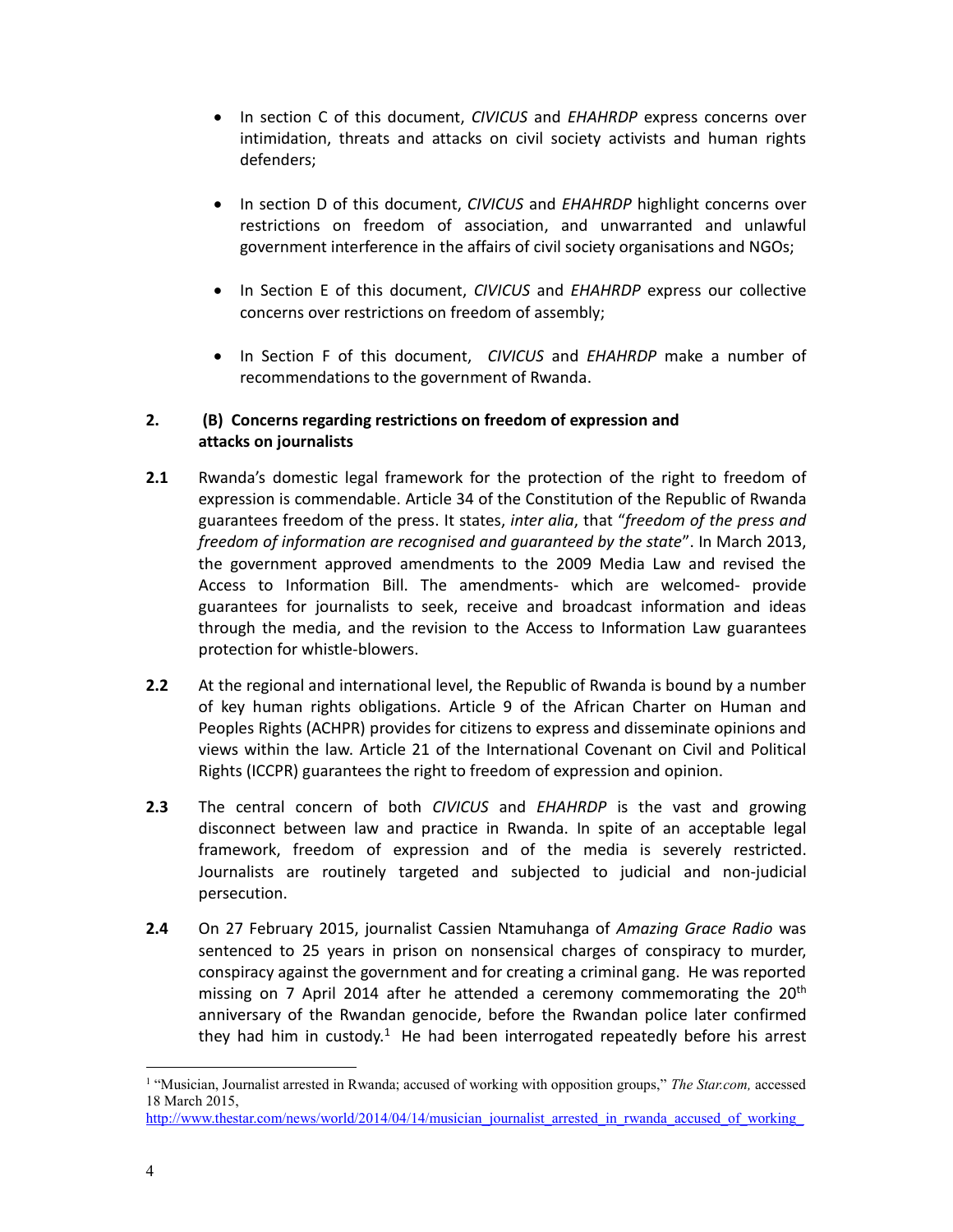- In section C of this document, *CIVICUS* and *EHAHRDP* express concerns over intimidation, threats and attacks on civil society activists and human rights defenders;

- In section D of this document, *CIVICUS* and *EHAHRDP* highlight concerns over restrictions on freedom of association, and unwarranted and unlawful government interference in the affairs of civil society organisations and NGOs;

- In Section E of this document, *CIVICUS* and *EHAHRDP* express our collective concerns over restrictions on freedom of assembly;

- In Section F of this document, *CIVICUS* and *EHAHRDP* make a number of recommendations to the government of Rwanda.

## 2. (B) Concerns regarding restrictions on freedom of expression and attacks on journalists

**2.1** Rwanda's domestic legal framework for the protection of the right to freedom of expression is commendable. Article 34 of the Constitution of the Republic of Rwanda guarantees freedom of the press. It states, *inter alia*, that "*freedom of the press and freedom of information are recognised and guaranteed by the state*". In March 2013, the government approved amendments to the 2009 Media Law and revised the Access to Information Bill. The amendments- which are welcomed- provide guarantees for journalists to seek, receive and broadcast information and ideas through the media, and the revision to the Access to Information Law guarantees protection for whistle-blowers.

**2.2** At the regional and international level, the Republic of Rwanda is bound by a number of key human rights obligations. Article 9 of the African Charter on Human and Peoples Rights (ACHPR) provides for citizens to express and disseminate opinions and views within the law. Article 21 of the International Covenant on Civil and Political Rights (ICCPR) guarantees the right to freedom of expression and opinion.

**2.3** The central concern of both *CIVICUS* and *EHAHRDP* is the vast and growing disconnect between law and practice in Rwanda. In spite of an acceptable legal framework, freedom of expression and of the media is severely restricted. Journalists are routinely targeted and subjected to judicial and non-judicial persecution.

**2.4** On 27 February 2015, journalist Cassien Ntamuhanga of *Amazing Grace Radio* was sentenced to 25 years in prison on nonsensical charges of conspiracy to murder, conspiracy against the government and for creating a criminal gang. He was reported missing on 7 April 2014 after he attended a ceremony commemorating the 20th anniversary of the Rwandan genocide, before the Rwandan police later confirmed they had him in custody.[1] He had been interrogated repeatedly before his arrest

---

[1] "Musician, Journalist arrested in Rwanda; accused of working with opposition groups," *The Star.com,* accessed 18 March 2015,
http://www.thestar.com/news/world/2014/04/14/musician_journalist_arrested_in_rwanda_accused_of_working_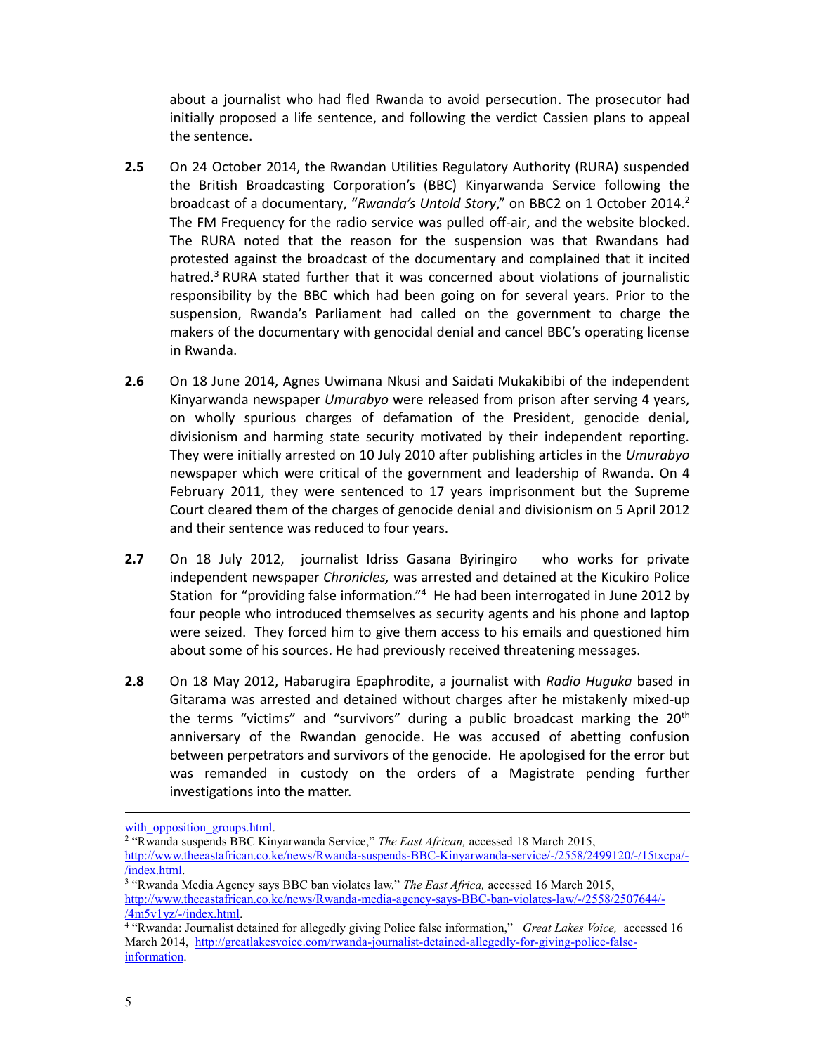about a journalist who had fled Rwanda to avoid persecution. The prosecutor had initially proposed a life sentence, and following the verdict Cassien plans to appeal the sentence.

**2.5** On 24 October 2014, the Rwandan Utilities Regulatory Authority (RURA) suspended the British Broadcasting Corporation's (BBC) Kinyarwanda Service following the broadcast of a documentary, "*Rwanda's Untold Story*," on BBC2 on 1 October 2014.[2] The FM Frequency for the radio service was pulled off-air, and the website blocked. The RURA noted that the reason for the suspension was that Rwandans had protested against the broadcast of the documentary and complained that it incited hatred.[3] RURA stated further that it was concerned about violations of journalistic responsibility by the BBC which had been going on for several years. Prior to the suspension, Rwanda's Parliament had called on the government to charge the makers of the documentary with genocidal denial and cancel BBC's operating license in Rwanda.

**2.6** On 18 June 2014, Agnes Uwimana Nkusi and Saidati Mukakibibi of the independent Kinyarwanda newspaper *Umurabyo* were released from prison after serving 4 years, on wholly spurious charges of defamation of the President, genocide denial, divisionism and harming state security motivated by their independent reporting. They were initially arrested on 10 July 2010 after publishing articles in the *Umurabyo* newspaper which were critical of the government and leadership of Rwanda. On 4 February 2011, they were sentenced to 17 years imprisonment but the Supreme Court cleared them of the charges of genocide denial and divisionism on 5 April 2012 and their sentence was reduced to four years.

**2.7** On 18 July 2012, journalist Idriss Gasana Byiringiro who works for private independent newspaper *Chronicles,* was arrested and detained at the Kicukiro Police Station for "providing false information."[4] He had been interrogated in June 2012 by four people who introduced themselves as security agents and his phone and laptop were seized. They forced him to give them access to his emails and questioned him about some of his sources. He had previously received threatening messages.

**2.8** On 18 May 2012, Habarugira Epaphrodite, a journalist with *Radio Huguka* based in Gitarama was arrested and detained without charges after he mistakenly mixed-up the terms "victims" and "survivors" during a public broadcast marking the 20th anniversary of the Rwandan genocide. He was accused of abetting confusion between perpetrators and survivors of the genocide. He apologised for the error but was remanded in custody on the orders of a Magistrate pending further investigations into the matter.

---

with_opposition_groups.html.

[2] "Rwanda suspends BBC Kinyarwanda Service," *The East African,* accessed 18 March 2015, http://www.theeastafrican.co.ke/news/Rwanda-suspends-BBC-Kinyarwanda-service/-/2558/2499120/-/15txcpa/-/index.html.

[3] "Rwanda Media Agency says BBC ban violates law." *The East Africa,* accessed 16 March 2015, http://www.theeastafrican.co.ke/news/Rwanda-media-agency-says-BBC-ban-violates-law/-/2558/2507644/-/4m5v1yz/-/index.html.

[4] "Rwanda: Journalist detained for allegedly giving Police false information," *Great Lakes Voice,* accessed 16 March 2014, http://greatlakesvoice.com/rwanda-journalist-detained-allegedly-for-giving-police-false-information.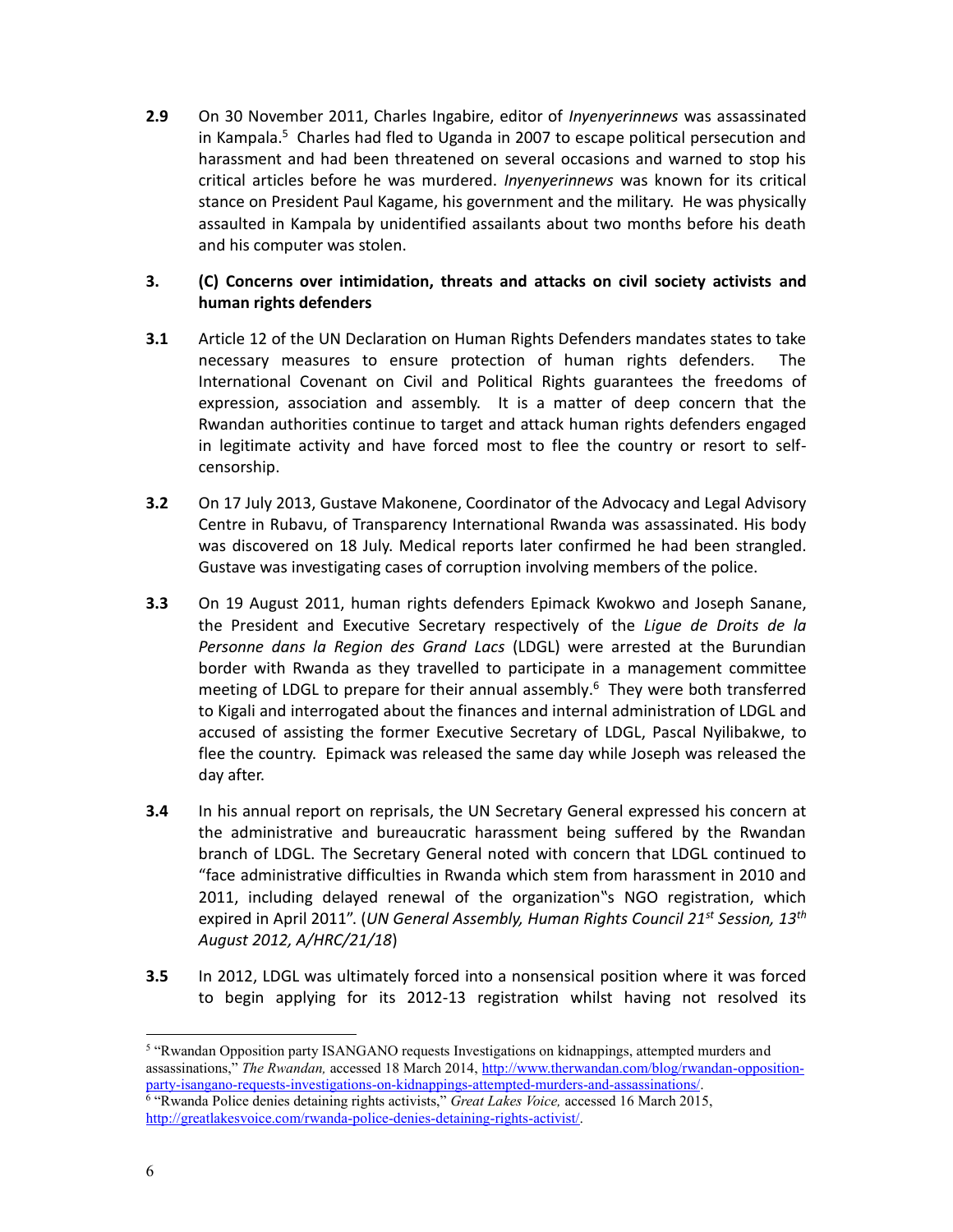**2.9** On 30 November 2011, Charles Ingabire, editor of *Inyenyerinnews* was assassinated in Kampala.[5] Charles had fled to Uganda in 2007 to escape political persecution and harassment and had been threatened on several occasions and warned to stop his critical articles before he was murdered. *Inyenyerinnews* was known for its critical stance on President Paul Kagame, his government and the military. He was physically assaulted in Kampala by unidentified assailants about two months before his death and his computer was stolen.

## 3. (C) Concerns over intimidation, threats and attacks on civil society activists and human rights defenders

**3.1** Article 12 of the UN Declaration on Human Rights Defenders mandates states to take necessary measures to ensure protection of human rights defenders. The International Covenant on Civil and Political Rights guarantees the freedoms of expression, association and assembly. It is a matter of deep concern that the Rwandan authorities continue to target and attack human rights defenders engaged in legitimate activity and have forced most to flee the country or resort to self-censorship.

**3.2** On 17 July 2013, Gustave Makonene, Coordinator of the Advocacy and Legal Advisory Centre in Rubavu, of Transparency International Rwanda was assassinated. His body was discovered on 18 July. Medical reports later confirmed he had been strangled. Gustave was investigating cases of corruption involving members of the police.

**3.3** On 19 August 2011, human rights defenders Epimack Kwokwo and Joseph Sanane, the President and Executive Secretary respectively of the *Ligue de Droits de la Personne dans la Region des Grand Lacs* (LDGL) were arrested at the Burundian border with Rwanda as they travelled to participate in a management committee meeting of LDGL to prepare for their annual assembly.[6] They were both transferred to Kigali and interrogated about the finances and internal administration of LDGL and accused of assisting the former Executive Secretary of LDGL, Pascal Nyilibakwe, to flee the country. Epimack was released the same day while Joseph was released the day after.

**3.4** In his annual report on reprisals, the UN Secretary General expressed his concern at the administrative and bureaucratic harassment being suffered by the Rwandan branch of LDGL. The Secretary General noted with concern that LDGL continued to "face administrative difficulties in Rwanda which stem from harassment in 2010 and 2011, including delayed renewal of the organization‟s NGO registration, which expired in April 2011". (*UN General Assembly, Human Rights Council 21st Session, 13th August 2012, A/HRC/21/18*)

**3.5** In 2012, LDGL was ultimately forced into a nonsensical position where it was forced to begin applying for its 2012-13 registration whilst having not resolved its

---

[5] "Rwandan Opposition party ISANGANO requests Investigations on kidnappings, attempted murders and assassinations," *The Rwandan,* accessed 18 March 2014, http://www.therwandan.com/blog/rwandan-opposition-party-isangano-requests-investigations-on-kidnappings-attempted-murders-and-assassinations/.

[6] "Rwanda Police denies detaining rights activists," *Great Lakes Voice,* accessed 16 March 2015, http://greatlakesvoice.com/rwanda-police-denies-detaining-rights-activist/.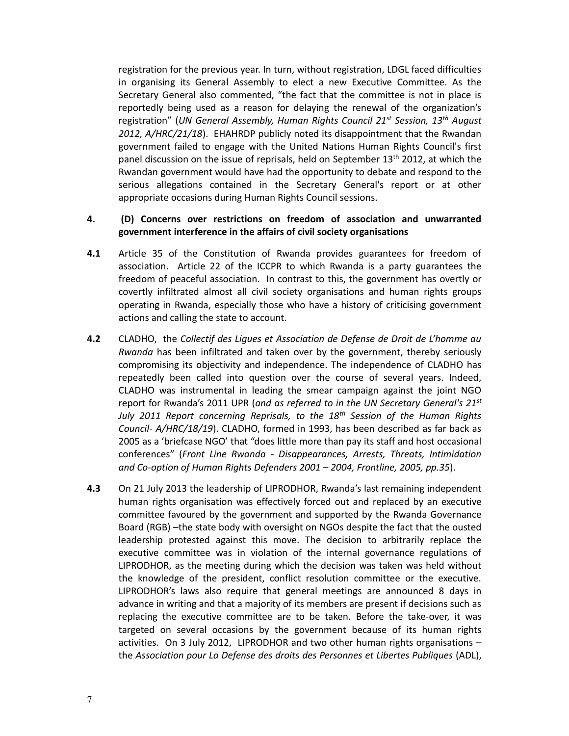registration for the previous year. In turn, without registration, LDGL faced difficulties in organising its General Assembly to elect a new Executive Committee. As the Secretary General also commented, "the fact that the committee is not in place is reportedly being used as a reason for delaying the renewal of the organization's registration" (*UN General Assembly, Human Rights Council 21st Session, 13th August 2012, A/HRC/21/18*). EHAHRDP publicly noted its disappointment that the Rwandan government failed to engage with the United Nations Human Rights Council's first panel discussion on the issue of reprisals, held on September 13th 2012, at which the Rwandan government would have had the opportunity to debate and respond to the serious allegations contained in the Secretary General's report or at other appropriate occasions during Human Rights Council sessions.

**4. (D) Concerns over restrictions on freedom of association and unwarranted government interference in the affairs of civil society organisations**

**4.1** Article 35 of the Constitution of Rwanda provides guarantees for freedom of association. Article 22 of the ICCPR to which Rwanda is a party guarantees the freedom of peaceful association. In contrast to this, the government has overtly or covertly infiltrated almost all civil society organisations and human rights groups operating in Rwanda, especially those who have a history of criticising government actions and calling the state to account.

**4.2** CLADHO, the *Collectif des Ligues et Association de Defense de Droit de L'homme au Rwanda* has been infiltrated and taken over by the government, thereby seriously compromising its objectivity and independence. The independence of CLADHO has repeatedly been called into question over the course of several years. Indeed, CLADHO was instrumental in leading the smear campaign against the joint NGO report for Rwanda's 2011 UPR (*and as referred to in the UN Secretary General's 21st July 2011 Report concerning Reprisals, to the 18th Session of the Human Rights Council- A/HRC/18/19*). CLADHO, formed in 1993, has been described as far back as 2005 as a 'briefcase NGO' that "does little more than pay its staff and host occasional conferences" (*Front Line Rwanda - Disappearances, Arrests, Threats, Intimidation and Co-option of Human Rights Defenders 2001 – 2004, Frontline, 2005, pp.35*).

**4.3** On 21 July 2013 the leadership of LIPRODHOR, Rwanda's last remaining independent human rights organisation was effectively forced out and replaced by an executive committee favoured by the government and supported by the Rwanda Governance Board (RGB) –the state body with oversight on NGOs despite the fact that the ousted leadership protested against this move. The decision to arbitrarily replace the executive committee was in violation of the internal governance regulations of LIPRODHOR, as the meeting during which the decision was taken was held without the knowledge of the president, conflict resolution committee or the executive. LIPRODHOR's laws also require that general meetings are announced 8 days in advance in writing and that a majority of its members are present if decisions such as replacing the executive committee are to be taken. Before the take-over, it was targeted on several occasions by the government because of its human rights activities. On 3 July 2012, LIPRODHOR and two other human rights organisations – the *Association pour La Defense des droits des Personnes et Libertes Publiques* (ADL),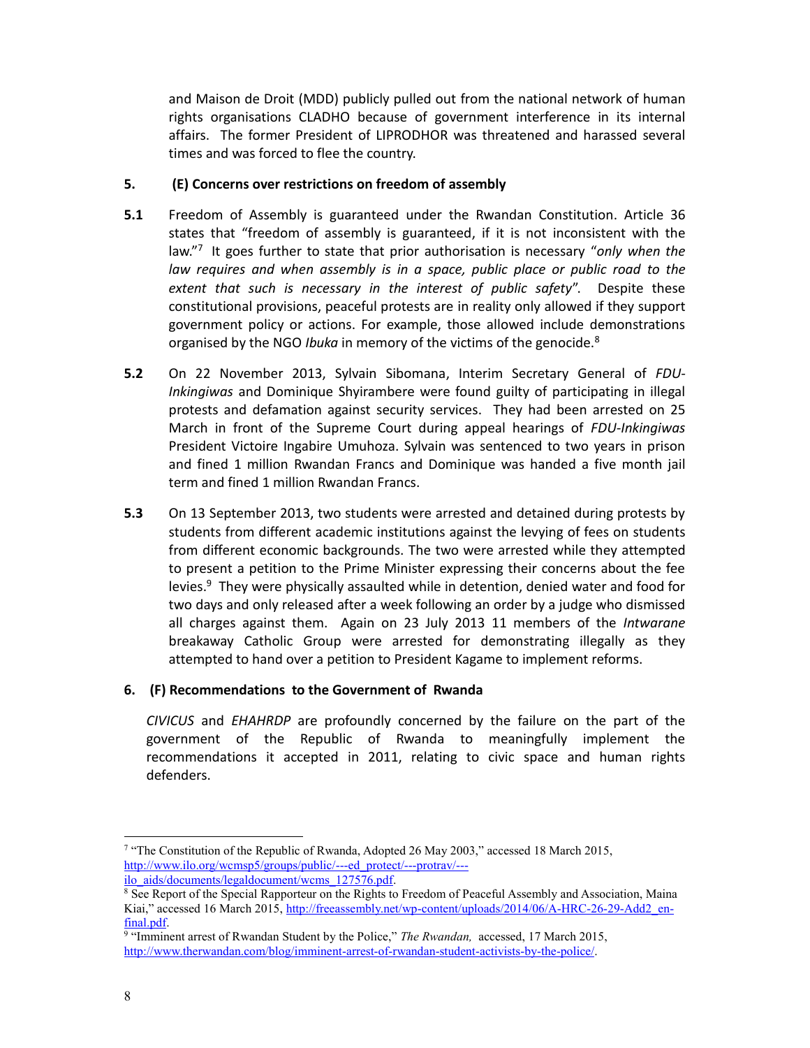and Maison de Droit (MDD) publicly pulled out from the national network of human rights organisations CLADHO because of government interference in its internal affairs. The former President of LIPRODHOR was threatened and harassed several times and was forced to flee the country.

### 5. (E) Concerns over restrictions on freedom of assembly

**5.1** Freedom of Assembly is guaranteed under the Rwandan Constitution. Article 36 states that "freedom of assembly is guaranteed, if it is not inconsistent with the law."[7] It goes further to state that prior authorisation is necessary "*only when the law requires and when assembly is in a space, public place or public road to the extent that such is necessary in the interest of public safety*". Despite these constitutional provisions, peaceful protests are in reality only allowed if they support government policy or actions. For example, those allowed include demonstrations organised by the NGO *Ibuka* in memory of the victims of the genocide.[8]

**5.2** On 22 November 2013, Sylvain Sibomana, Interim Secretary General of *FDU-Inkingiwas* and Dominique Shyirambere were found guilty of participating in illegal protests and defamation against security services. They had been arrested on 25 March in front of the Supreme Court during appeal hearings of *FDU-Inkingiwas* President Victoire Ingabire Umuhoza. Sylvain was sentenced to two years in prison and fined 1 million Rwandan Francs and Dominique was handed a five month jail term and fined 1 million Rwandan Francs.

**5.3** On 13 September 2013, two students were arrested and detained during protests by students from different academic institutions against the levying of fees on students from different economic backgrounds. The two were arrested while they attempted to present a petition to the Prime Minister expressing their concerns about the fee levies.[9] They were physically assaulted while in detention, denied water and food for two days and only released after a week following an order by a judge who dismissed all charges against them. Again on 23 July 2013 11 members of the *Intwarane* breakaway Catholic Group were arrested for demonstrating illegally as they attempted to hand over a petition to President Kagame to implement reforms.

### 6. (F) Recommendations to the Government of Rwanda

*CIVICUS* and *EHAHRDP* are profoundly concerned by the failure on the part of the government of the Republic of Rwanda to meaningfully implement the recommendations it accepted in 2011, relating to civic space and human rights defenders.

---

[7] "The Constitution of the Republic of Rwanda, Adopted 26 May 2003," accessed 18 March 2015, http://www.ilo.org/wcmsp5/groups/public/---ed_protect/---protrav/---ilo_aids/documents/legaldocument/wcms_127576.pdf.

[8] See Report of the Special Rapporteur on the Rights to Freedom of Peaceful Assembly and Association, Maina Kiai," accessed 16 March 2015, http://freeassembly.net/wp-content/uploads/2014/06/A-HRC-26-29-Add2_en-final.pdf.

[9] "Imminent arrest of Rwandan Student by the Police," *The Rwandan,* accessed, 17 March 2015, http://www.therwandan.com/blog/imminent-arrest-of-rwandan-student-activists-by-the-police/.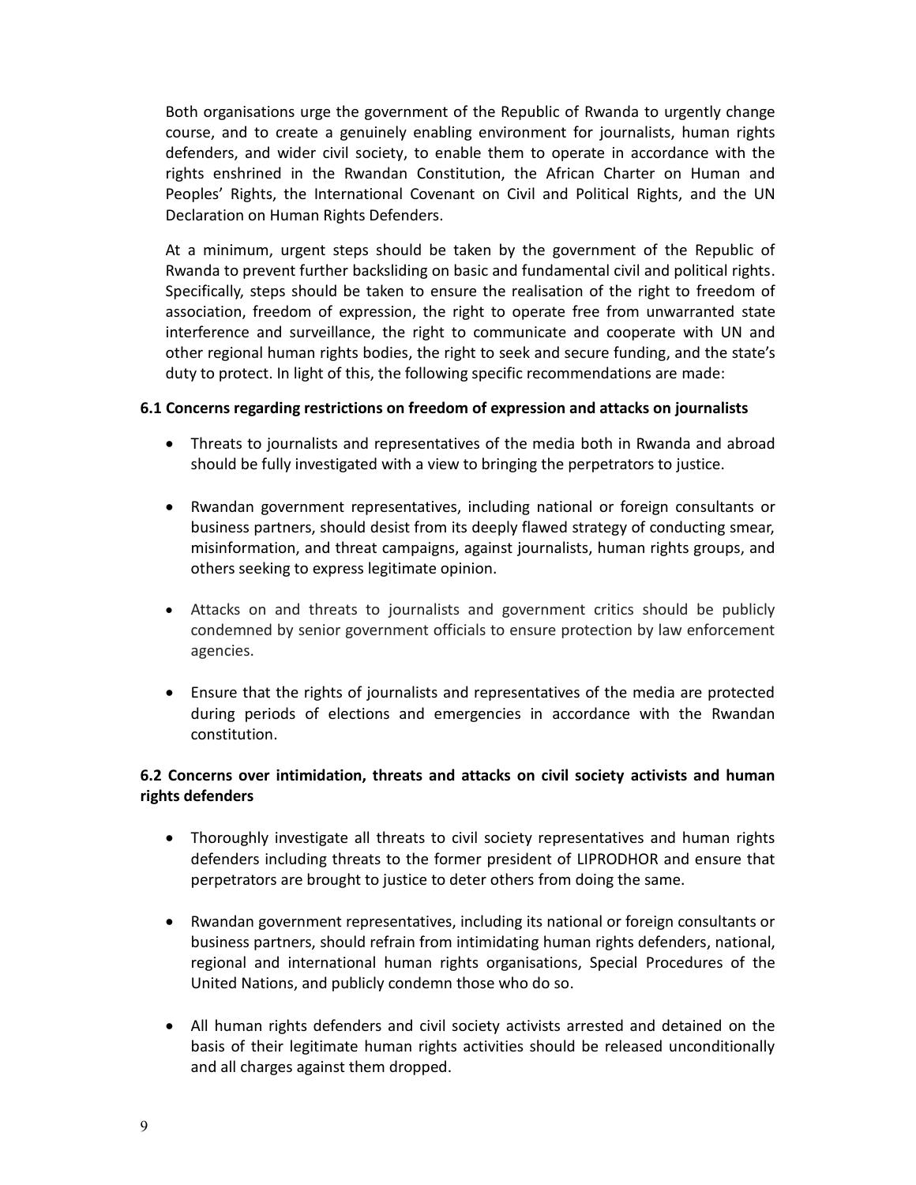Both organisations urge the government of the Republic of Rwanda to urgently change course, and to create a genuinely enabling environment for journalists, human rights defenders, and wider civil society, to enable them to operate in accordance with the rights enshrined in the Rwandan Constitution, the African Charter on Human and Peoples' Rights, the International Covenant on Civil and Political Rights, and the UN Declaration on Human Rights Defenders.

At a minimum, urgent steps should be taken by the government of the Republic of Rwanda to prevent further backsliding on basic and fundamental civil and political rights. Specifically, steps should be taken to ensure the realisation of the right to freedom of association, freedom of expression, the right to operate free from unwarranted state interference and surveillance, the right to communicate and cooperate with UN and other regional human rights bodies, the right to seek and secure funding, and the state's duty to protect. In light of this, the following specific recommendations are made:

**6.1 Concerns regarding restrictions on freedom of expression and attacks on journalists**

- Threats to journalists and representatives of the media both in Rwanda and abroad should be fully investigated with a view to bringing the perpetrators to justice.
- Rwandan government representatives, including national or foreign consultants or business partners, should desist from its deeply flawed strategy of conducting smear, misinformation, and threat campaigns, against journalists, human rights groups, and others seeking to express legitimate opinion.
- Attacks on and threats to journalists and government critics should be publicly condemned by senior government officials to ensure protection by law enforcement agencies.
- Ensure that the rights of journalists and representatives of the media are protected during periods of elections and emergencies in accordance with the Rwandan constitution.

**6.2 Concerns over intimidation, threats and attacks on civil society activists and human rights defenders**

- Thoroughly investigate all threats to civil society representatives and human rights defenders including threats to the former president of LIPRODHOR and ensure that perpetrators are brought to justice to deter others from doing the same.
- Rwandan government representatives, including its national or foreign consultants or business partners, should refrain from intimidating human rights defenders, national, regional and international human rights organisations, Special Procedures of the United Nations, and publicly condemn those who do so.
- All human rights defenders and civil society activists arrested and detained on the basis of their legitimate human rights activities should be released unconditionally and all charges against them dropped.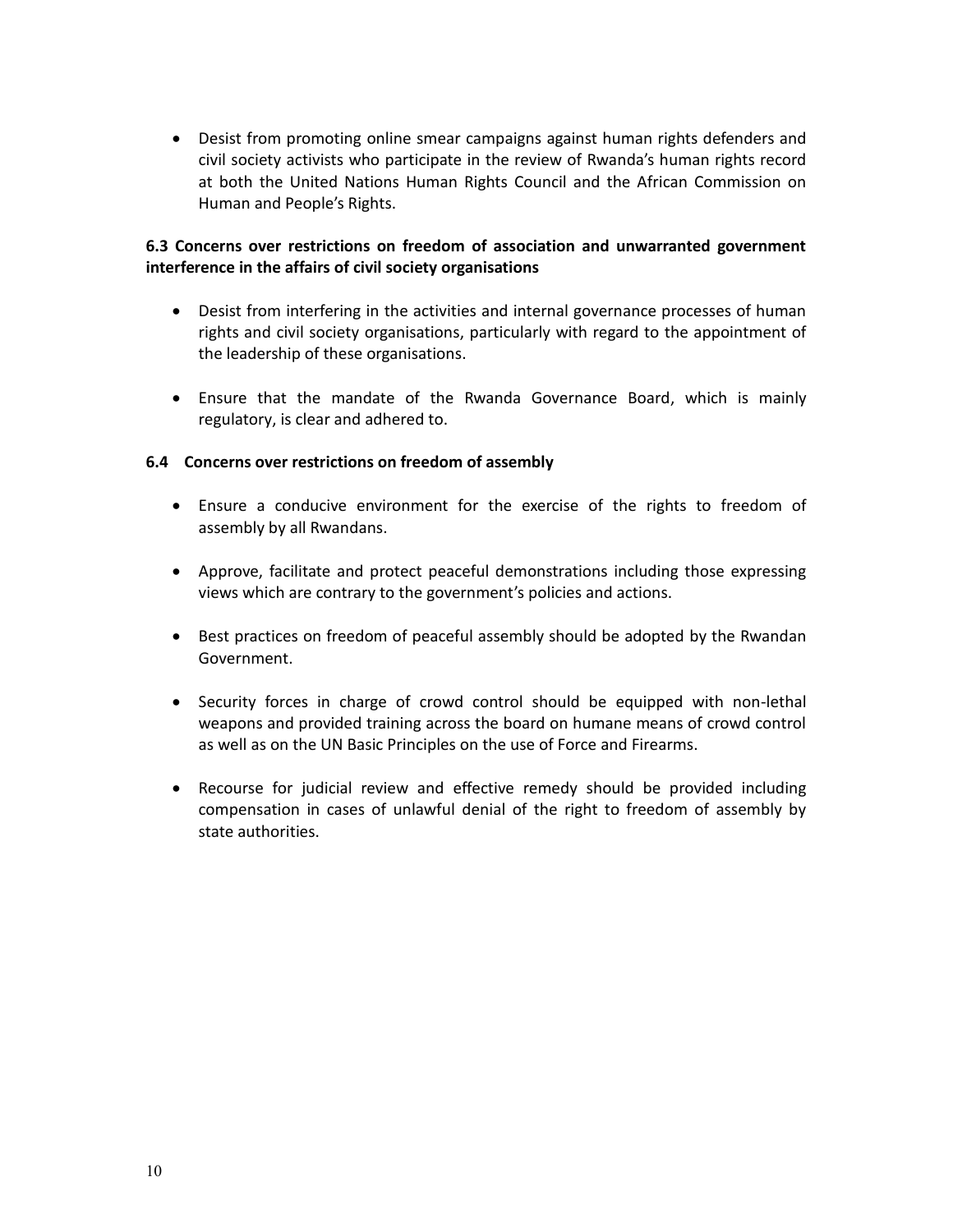- Desist from promoting online smear campaigns against human rights defenders and civil society activists who participate in the review of Rwanda's human rights record at both the United Nations Human Rights Council and the African Commission on Human and People's Rights.

### 6.3 Concerns over restrictions on freedom of association and unwarranted government interference in the affairs of civil society organisations

- Desist from interfering in the activities and internal governance processes of human rights and civil society organisations, particularly with regard to the appointment of the leadership of these organisations.

- Ensure that the mandate of the Rwanda Governance Board, which is mainly regulatory, is clear and adhered to.

### 6.4 Concerns over restrictions on freedom of assembly

- Ensure a conducive environment for the exercise of the rights to freedom of assembly by all Rwandans.

- Approve, facilitate and protect peaceful demonstrations including those expressing views which are contrary to the government's policies and actions.

- Best practices on freedom of peaceful assembly should be adopted by the Rwandan Government.

- Security forces in charge of crowd control should be equipped with non-lethal weapons and provided training across the board on humane means of crowd control as well as on the UN Basic Principles on the use of Force and Firearms.

- Recourse for judicial review and effective remedy should be provided including compensation in cases of unlawful denial of the right to freedom of assembly by state authorities.